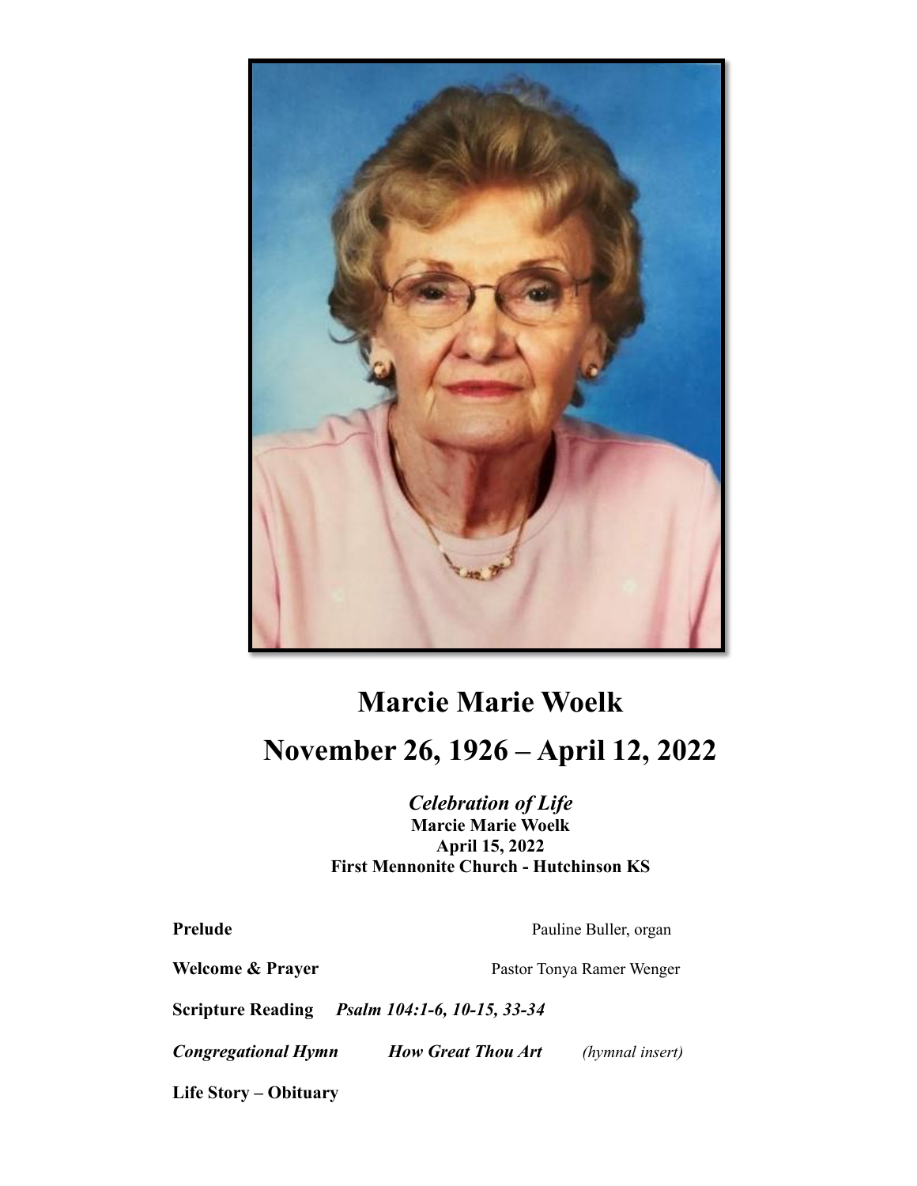# Marcie Marie Woelk

## November 26, 1926 – April 12, 2022

***Celebration of Life***
**Marcie Marie Woelk**
**April 15, 2022**
**First Mennonite Church - Hutchinson KS**

**Prelude** Pauline Buller, organ

**Welcome & Prayer** Pastor Tonya Ramer Wenger

**Scripture Reading** ***Psalm 104:1-6, 10-15, 33-34***

***Congregational Hymn*** ***How Great Thou Art*** *(hymnal insert)*

**Life Story – Obituary**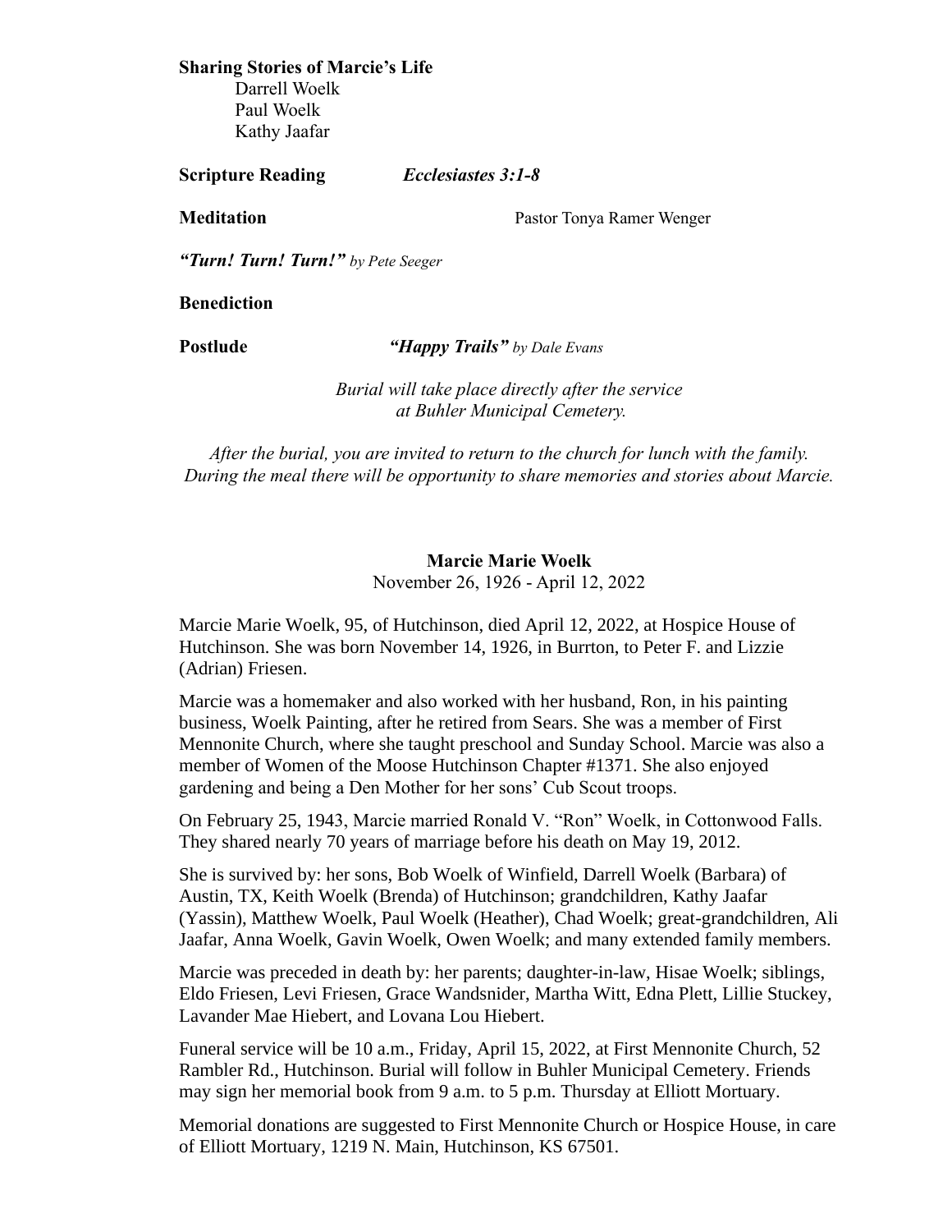**Sharing Stories of Marcie's Life**

Darrell Woelk
Paul Woelk
Kathy Jaafar

**Scripture Reading** ***Ecclesiastes 3:1-8***

**Meditation** Pastor Tonya Ramer Wenger

***"Turn! Turn! Turn!"*** *by Pete Seeger*

**Benediction**

**Postlude** ***"Happy Trails"*** *by Dale Evans*

*Burial will take place directly after the service at Buhler Municipal Cemetery.*

*After the burial, you are invited to return to the church for lunch with the family. During the meal there will be opportunity to share memories and stories about Marcie.*

## Marcie Marie Woelk

November 26, 1926 - April 12, 2022

Marcie Marie Woelk, 95, of Hutchinson, died April 12, 2022, at Hospice House of Hutchinson. She was born November 14, 1926, in Burrton, to Peter F. and Lizzie (Adrian) Friesen.

Marcie was a homemaker and also worked with her husband, Ron, in his painting business, Woelk Painting, after he retired from Sears. She was a member of First Mennonite Church, where she taught preschool and Sunday School. Marcie was also a member of Women of the Moose Hutchinson Chapter #1371. She also enjoyed gardening and being a Den Mother for her sons' Cub Scout troops.

On February 25, 1943, Marcie married Ronald V. "Ron" Woelk, in Cottonwood Falls. They shared nearly 70 years of marriage before his death on May 19, 2012.

She is survived by: her sons, Bob Woelk of Winfield, Darrell Woelk (Barbara) of Austin, TX, Keith Woelk (Brenda) of Hutchinson; grandchildren, Kathy Jaafar (Yassin), Matthew Woelk, Paul Woelk (Heather), Chad Woelk; great-grandchildren, Ali Jaafar, Anna Woelk, Gavin Woelk, Owen Woelk; and many extended family members.

Marcie was preceded in death by: her parents; daughter-in-law, Hisae Woelk; siblings, Eldo Friesen, Levi Friesen, Grace Wandsnider, Martha Witt, Edna Plett, Lillie Stuckey, Lavander Mae Hiebert, and Lovana Lou Hiebert.

Funeral service will be 10 a.m., Friday, April 15, 2022, at First Mennonite Church, 52 Rambler Rd., Hutchinson. Burial will follow in Buhler Municipal Cemetery. Friends may sign her memorial book from 9 a.m. to 5 p.m. Thursday at Elliott Mortuary.

Memorial donations are suggested to First Mennonite Church or Hospice House, in care of Elliott Mortuary, 1219 N. Main, Hutchinson, KS 67501.